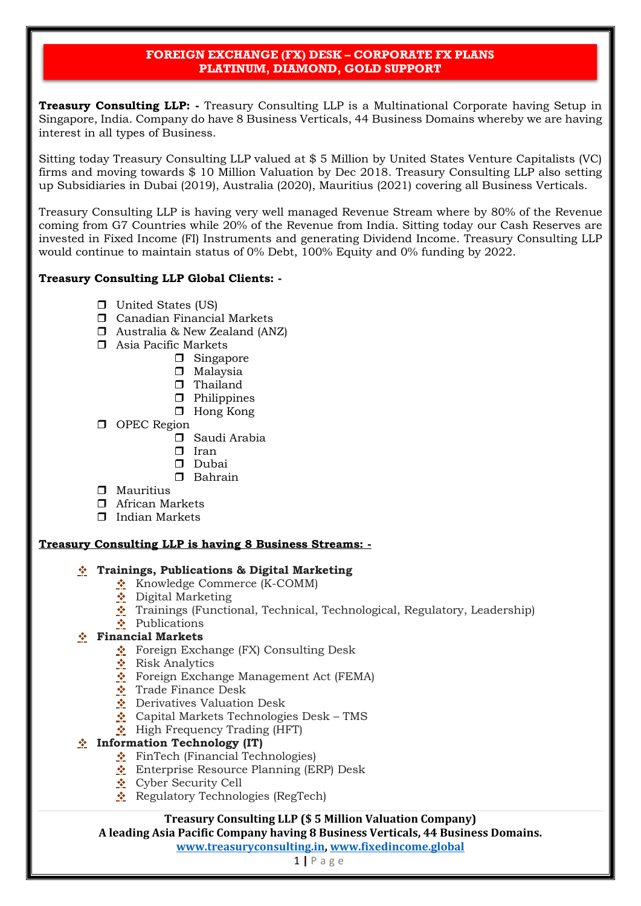# FOREIGN EXCHANGE (FX) DESK – CORPORATE FX PLANS
# PLATINUM, DIAMOND, GOLD SUPPORT

**Treasury Consulting LLP: -** Treasury Consulting LLP is a Multinational Corporate having Setup in Singapore, India. Company do have 8 Business Verticals, 44 Business Domains whereby we are having interest in all types of Business.

Sitting today Treasury Consulting LLP valued at $ 5 Million by United States Venture Capitalists (VC) firms and moving towards $ 10 Million Valuation by Dec 2018. Treasury Consulting LLP also setting up Subsidiaries in Dubai (2019), Australia (2020), Mauritius (2021) covering all Business Verticals.

Treasury Consulting LLP is having very well managed Revenue Stream where by 80% of the Revenue coming from G7 Countries while 20% of the Revenue from India. Sitting today our Cash Reserves are invested in Fixed Income (FI) Instruments and generating Dividend Income. Treasury Consulting LLP would continue to maintain status of 0% Debt, 100% Equity and 0% funding by 2022.

**Treasury Consulting LLP Global Clients: -**

- United States (US)
- Canadian Financial Markets
- Australia & New Zealand (ANZ)
- Asia Pacific Markets
  - Singapore
  - Malaysia
  - Thailand
  - Philippines
  - Hong Kong
- OPEC Region
  - Saudi Arabia
  - Iran
  - Dubai
  - Bahrain
- Mauritius
- African Markets
- Indian Markets

**Treasury Consulting LLP is having 8 Business Streams: -**

- **Trainings, Publications & Digital Marketing**
  - Knowledge Commerce (K-COMM)
  - Digital Marketing
  - Trainings (Functional, Technical, Technological, Regulatory, Leadership)
  - Publications
- **Financial Markets**
  - Foreign Exchange (FX) Consulting Desk
  - Risk Analytics
  - Foreign Exchange Management Act (FEMA)
  - Trade Finance Desk
  - Derivatives Valuation Desk
  - Capital Markets Technologies Desk – TMS
  - High Frequency Trading (HFT)
- **Information Technology (IT)**
  - FinTech (Financial Technologies)
  - Enterprise Resource Planning (ERP) Desk
  - Cyber Security Cell
  - Regulatory Technologies (RegTech)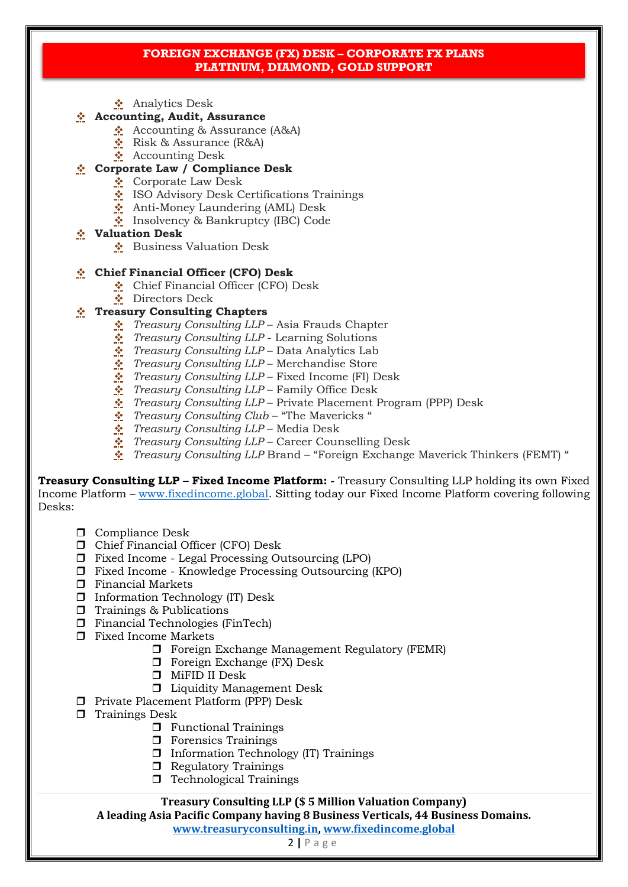**FOREIGN EXCHANGE (FX) DESK – CORPORATE FX PLANS**
**PLATINUM, DIAMOND, GOLD SUPPORT**

- Analytics Desk
- **Accounting, Audit, Assurance**
  - Accounting & Assurance (A&A)
  - Risk & Assurance (R&A)
  - Accounting Desk
- **Corporate Law / Compliance Desk**
  - Corporate Law Desk
  - ISO Advisory Desk Certifications Trainings
  - Anti-Money Laundering (AML) Desk
  - Insolvency & Bankruptcy (IBC) Code
- **Valuation Desk**
  - Business Valuation Desk
- **Chief Financial Officer (CFO) Desk**
  - Chief Financial Officer (CFO) Desk
  - Directors Deck
- **Treasury Consulting Chapters**
  - *Treasury Consulting LLP* – Asia Frauds Chapter
  - *Treasury Consulting LLP* - Learning Solutions
  - *Treasury Consulting LLP* – Data Analytics Lab
  - *Treasury Consulting LLP* – Merchandise Store
  - *Treasury Consulting LLP* – Fixed Income (FI) Desk
  - *Treasury Consulting LLP* – Family Office Desk
  - *Treasury Consulting LLP* – Private Placement Program (PPP) Desk
  - *Treasury Consulting Club* – "The Mavericks "
  - *Treasury Consulting LLP* – Media Desk
  - *Treasury Consulting LLP* – Career Counselling Desk
  - *Treasury Consulting LLP* Brand – "Foreign Exchange Maverick Thinkers (FEMT) "

**Treasury Consulting LLP – Fixed Income Platform: -** Treasury Consulting LLP holding its own Fixed Income Platform – www.fixedincome.global. Sitting today our Fixed Income Platform covering following Desks:

- Compliance Desk
- Chief Financial Officer (CFO) Desk
- Fixed Income - Legal Processing Outsourcing (LPO)
- Fixed Income - Knowledge Processing Outsourcing (KPO)
- Financial Markets
- Information Technology (IT) Desk
- Trainings & Publications
- Financial Technologies (FinTech)
- Fixed Income Markets
  - Foreign Exchange Management Regulatory (FEMR)
  - Foreign Exchange (FX) Desk
  - MiFID II Desk
  - Liquidity Management Desk
- Private Placement Platform (PPP) Desk
- Trainings Desk
  - Functional Trainings
  - Forensics Trainings
  - Information Technology (IT) Trainings
  - Regulatory Trainings
  - Technological Trainings

**Treasury Consulting LLP ($ 5 Million Valuation Company)**
**A leading Asia Pacific Company having 8 Business Verticals, 44 Business Domains.**
**www.treasuryconsulting.in, www.fixedincome.global**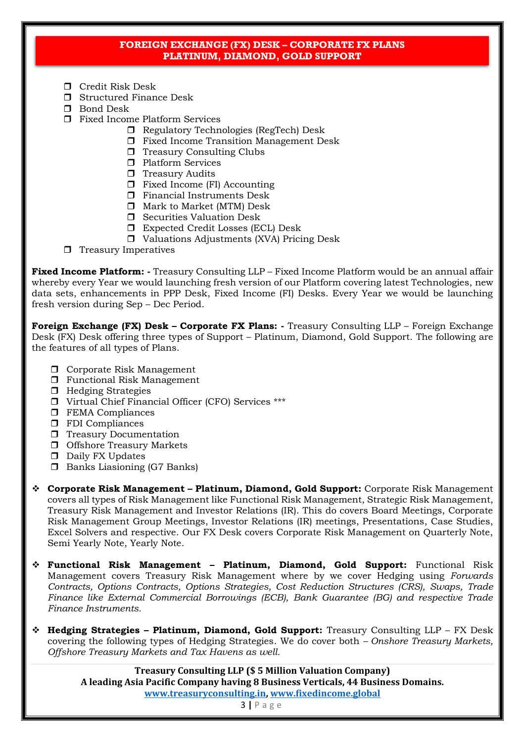## FOREIGN EXCHANGE (FX) DESK – CORPORATE FX PLANS PLATINUM, DIAMOND, GOLD SUPPORT

- ❒ Credit Risk Desk
- ❒ Structured Finance Desk
- ❒ Bond Desk
- ❒ Fixed Income Platform Services
  - ❒ Regulatory Technologies (RegTech) Desk
  - ❒ Fixed Income Transition Management Desk
  - ❒ Treasury Consulting Clubs
  - ❒ Platform Services
  - ❒ Treasury Audits
  - ❒ Fixed Income (FI) Accounting
  - ❒ Financial Instruments Desk
  - ❒ Mark to Market (MTM) Desk
  - ❒ Securities Valuation Desk
  - ❒ Expected Credit Losses (ECL) Desk
  - ❒ Valuations Adjustments (XVA) Pricing Desk
- ❒ Treasury Imperatives

**Fixed Income Platform: -** Treasury Consulting LLP – Fixed Income Platform would be an annual affair whereby every Year we would launching fresh version of our Platform covering latest Technologies, new data sets, enhancements in PPP Desk, Fixed Income (FI) Desks. Every Year we would be launching fresh version during Sep – Dec Period.

**Foreign Exchange (FX) Desk – Corporate FX Plans: -** Treasury Consulting LLP – Foreign Exchange Desk (FX) Desk offering three types of Support – Platinum, Diamond, Gold Support. The following are the features of all types of Plans.

- ❒ Corporate Risk Management
- ❒ Functional Risk Management
- ❒ Hedging Strategies
- ❒ Virtual Chief Financial Officer (CFO) Services ***
- ❒ FEMA Compliances
- ❒ FDI Compliances
- ❒ Treasury Documentation
- ❒ Offshore Treasury Markets
- ❒ Daily FX Updates
- ❒ Banks Liasioning (G7 Banks)

- ❖ **Corporate Risk Management – Platinum, Diamond, Gold Support:** Corporate Risk Management covers all types of Risk Management like Functional Risk Management, Strategic Risk Management, Treasury Risk Management and Investor Relations (IR). This do covers Board Meetings, Corporate Risk Management Group Meetings, Investor Relations (IR) meetings, Presentations, Case Studies, Excel Solvers and respective. Our FX Desk covers Corporate Risk Management on Quarterly Note, Semi Yearly Note, Yearly Note.

- ❖ **Functional Risk Management – Platinum, Diamond, Gold Support:** Functional Risk Management covers Treasury Risk Management where by we cover Hedging using *Forwards Contracts, Options Contracts, Options Strategies, Cost Reduction Structures (CRS), Swaps, Trade Finance like External Commercial Borrowings (ECB), Bank Guarantee (BG) and respective Trade Finance Instruments.*

- ❖ **Hedging Strategies – Platinum, Diamond, Gold Support:** Treasury Consulting LLP – FX Desk covering the following types of Hedging Strategies. We do cover both – *Onshore Treasury Markets, Offshore Treasury Markets and Tax Havens as well.*

**Treasury Consulting LLP ($ 5 Million Valuation Company)**
**A leading Asia Pacific Company having 8 Business Verticals, 44 Business Domains.**
[www.treasuryconsulting.in](http://www.treasuryconsulting.in), [www.fixedincome.global](http://www.fixedincome.global)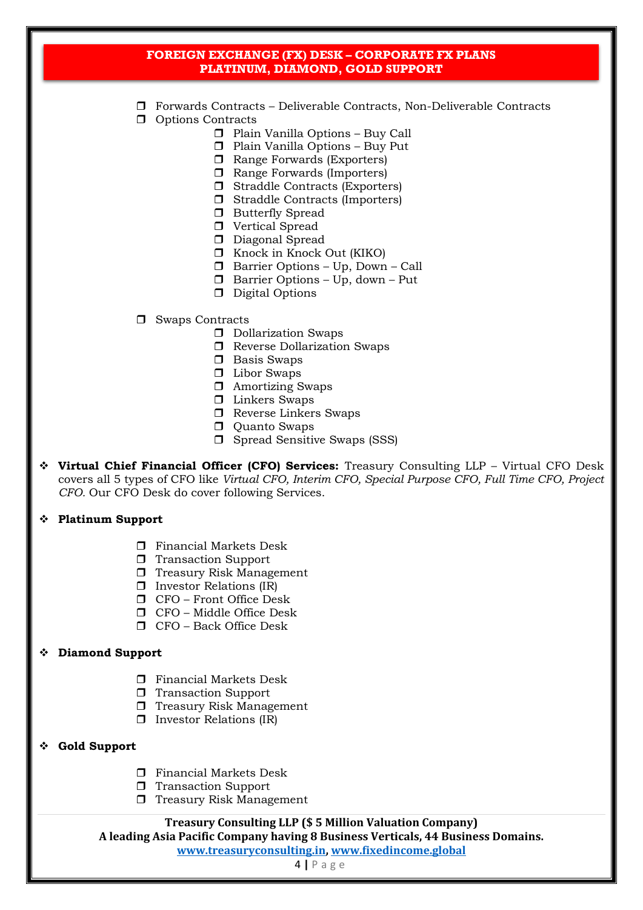## FOREIGN EXCHANGE (FX) DESK – CORPORATE FX PLANS PLATINUM, DIAMOND, GOLD SUPPORT

- Forwards Contracts – Deliverable Contracts, Non-Deliverable Contracts
- Options Contracts
  - Plain Vanilla Options – Buy Call
  - Plain Vanilla Options – Buy Put
  - Range Forwards (Exporters)
  - Range Forwards (Importers)
  - Straddle Contracts (Exporters)
  - Straddle Contracts (Importers)
  - Butterfly Spread
  - Vertical Spread
  - Diagonal Spread
  - Knock in Knock Out (KIKO)
  - Barrier Options – Up, Down – Call
  - Barrier Options – Up, down – Put
  - Digital Options
- Swaps Contracts
  - Dollarization Swaps
  - Reverse Dollarization Swaps
  - Basis Swaps
  - Libor Swaps
  - Amortizing Swaps
  - Linkers Swaps
  - Reverse Linkers Swaps
  - Quanto Swaps
  - Spread Sensitive Swaps (SSS)

- **Virtual Chief Financial Officer (CFO) Services:** Treasury Consulting LLP – Virtual CFO Desk covers all 5 types of CFO like *Virtual CFO, Interim CFO, Special Purpose CFO, Full Time CFO, Project CFO.* Our CFO Desk do cover following Services.

- **Platinum Support**
  - Financial Markets Desk
  - Transaction Support
  - Treasury Risk Management
  - Investor Relations (IR)
  - CFO – Front Office Desk
  - CFO – Middle Office Desk
  - CFO – Back Office Desk

- **Diamond Support**
  - Financial Markets Desk
  - Transaction Support
  - Treasury Risk Management
  - Investor Relations (IR)

- **Gold Support**
  - Financial Markets Desk
  - Transaction Support
  - Treasury Risk Management

**Treasury Consulting LLP ($ 5 Million Valuation Company)**
**A leading Asia Pacific Company having 8 Business Verticals, 44 Business Domains.**
www.treasuryconsulting.in, www.fixedincome.global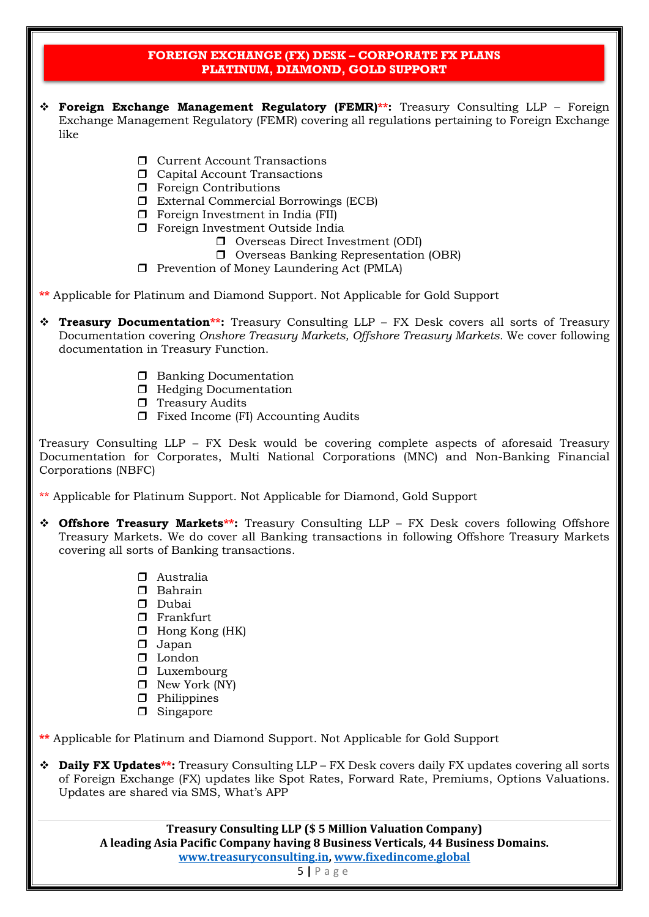## FOREIGN EXCHANGE (FX) DESK – CORPORATE FX PLANS PLATINUM, DIAMOND, GOLD SUPPORT

- **Foreign Exchange Management Regulatory (FEMR)\*\*:** Treasury Consulting LLP – Foreign Exchange Management Regulatory (FEMR) covering all regulations pertaining to Foreign Exchange like

  - Current Account Transactions
  - Capital Account Transactions
  - Foreign Contributions
  - External Commercial Borrowings (ECB)
  - Foreign Investment in India (FII)
  - Foreign Investment Outside India
    - Overseas Direct Investment (ODI)
    - Overseas Banking Representation (OBR)
  - Prevention of Money Laundering Act (PMLA)

\*\* Applicable for Platinum and Diamond Support. Not Applicable for Gold Support

- **Treasury Documentation\*\*:** Treasury Consulting LLP – FX Desk covers all sorts of Treasury Documentation covering *Onshore Treasury Markets, Offshore Treasury Markets.* We cover following documentation in Treasury Function.

  - Banking Documentation
  - Hedging Documentation
  - Treasury Audits
  - Fixed Income (FI) Accounting Audits

Treasury Consulting LLP – FX Desk would be covering complete aspects of aforesaid Treasury Documentation for Corporates, Multi National Corporations (MNC) and Non-Banking Financial Corporations (NBFC)

\*\* Applicable for Platinum Support. Not Applicable for Diamond, Gold Support

- **Offshore Treasury Markets\*\*:** Treasury Consulting LLP – FX Desk covers following Offshore Treasury Markets. We do cover all Banking transactions in following Offshore Treasury Markets covering all sorts of Banking transactions.

  - Australia
  - Bahrain
  - Dubai
  - Frankfurt
  - Hong Kong (HK)
  - Japan
  - London
  - Luxembourg
  - New York (NY)
  - Philippines
  - Singapore

\*\* Applicable for Platinum and Diamond Support. Not Applicable for Gold Support

- **Daily FX Updates\*\*:** Treasury Consulting LLP – FX Desk covers daily FX updates covering all sorts of Foreign Exchange (FX) updates like Spot Rates, Forward Rate, Premiums, Options Valuations. Updates are shared via SMS, What's APP

**Treasury Consulting LLP ($ 5 Million Valuation Company)**
**A leading Asia Pacific Company having 8 Business Verticals, 44 Business Domains.**
www.treasuryconsulting.in, www.fixedincome.global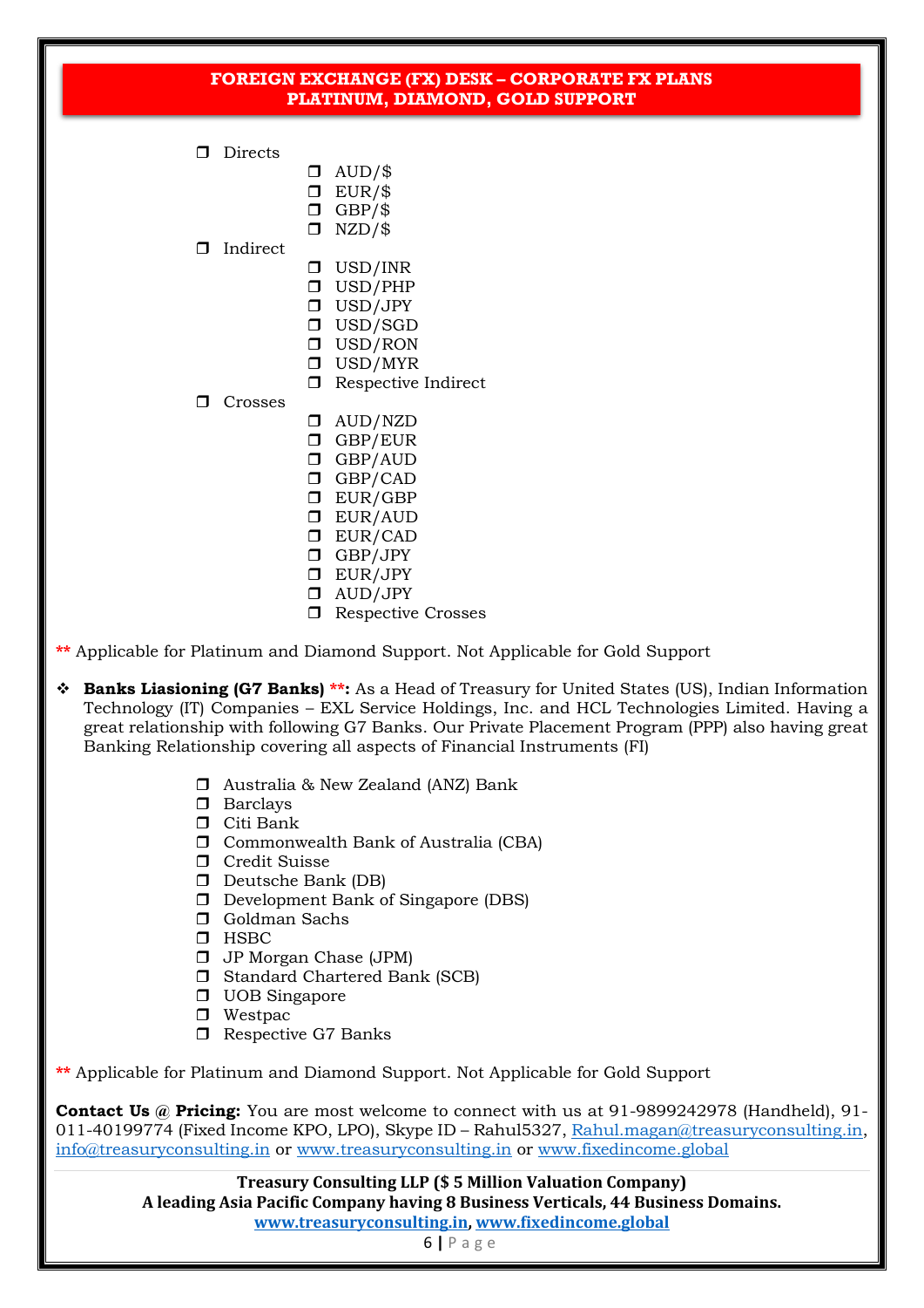## FOREIGN EXCHANGE (FX) DESK – CORPORATE FX PLANS PLATINUM, DIAMOND, GOLD SUPPORT

- Directs
  - AUD/$
  - EUR/$
  - GBP/$
  - NZD/$
- Indirect
  - USD/INR
  - USD/PHP
  - USD/JPY
  - USD/SGD
  - USD/RON
  - USD/MYR
  - Respective Indirect
- Crosses
  - AUD/NZD
  - GBP/EUR
  - GBP/AUD
  - GBP/CAD
  - EUR/GBP
  - EUR/AUD
  - EUR/CAD
  - GBP/JPY
  - EUR/JPY
  - AUD/JPY
  - Respective Crosses

** Applicable for Platinum and Diamond Support. Not Applicable for Gold Support

- **Banks Liasioning (G7 Banks) **:** As a Head of Treasury for United States (US), Indian Information Technology (IT) Companies – EXL Service Holdings, Inc. and HCL Technologies Limited. Having a great relationship with following G7 Banks. Our Private Placement Program (PPP) also having great Banking Relationship covering all aspects of Financial Instruments (FI)

  - Australia & New Zealand (ANZ) Bank
  - Barclays
  - Citi Bank
  - Commonwealth Bank of Australia (CBA)
  - Credit Suisse
  - Deutsche Bank (DB)
  - Development Bank of Singapore (DBS)
  - Goldman Sachs
  - HSBC
  - JP Morgan Chase (JPM)
  - Standard Chartered Bank (SCB)
  - UOB Singapore
  - Westpac
  - Respective G7 Banks

** Applicable for Platinum and Diamond Support. Not Applicable for Gold Support

**Contact Us @ Pricing:** You are most welcome to connect with us at 91-9899242978 (Handheld), 91-011-40199774 (Fixed Income KPO, LPO), Skype ID – Rahul5327, Rahul.magan@treasuryconsulting.in, info@treasuryconsulting.in or www.treasuryconsulting.in or www.fixedincome.global

**Treasury Consulting LLP ($ 5 Million Valuation Company)**
**A leading Asia Pacific Company having 8 Business Verticals, 44 Business Domains.**
**www.treasuryconsulting.in, www.fixedincome.global**